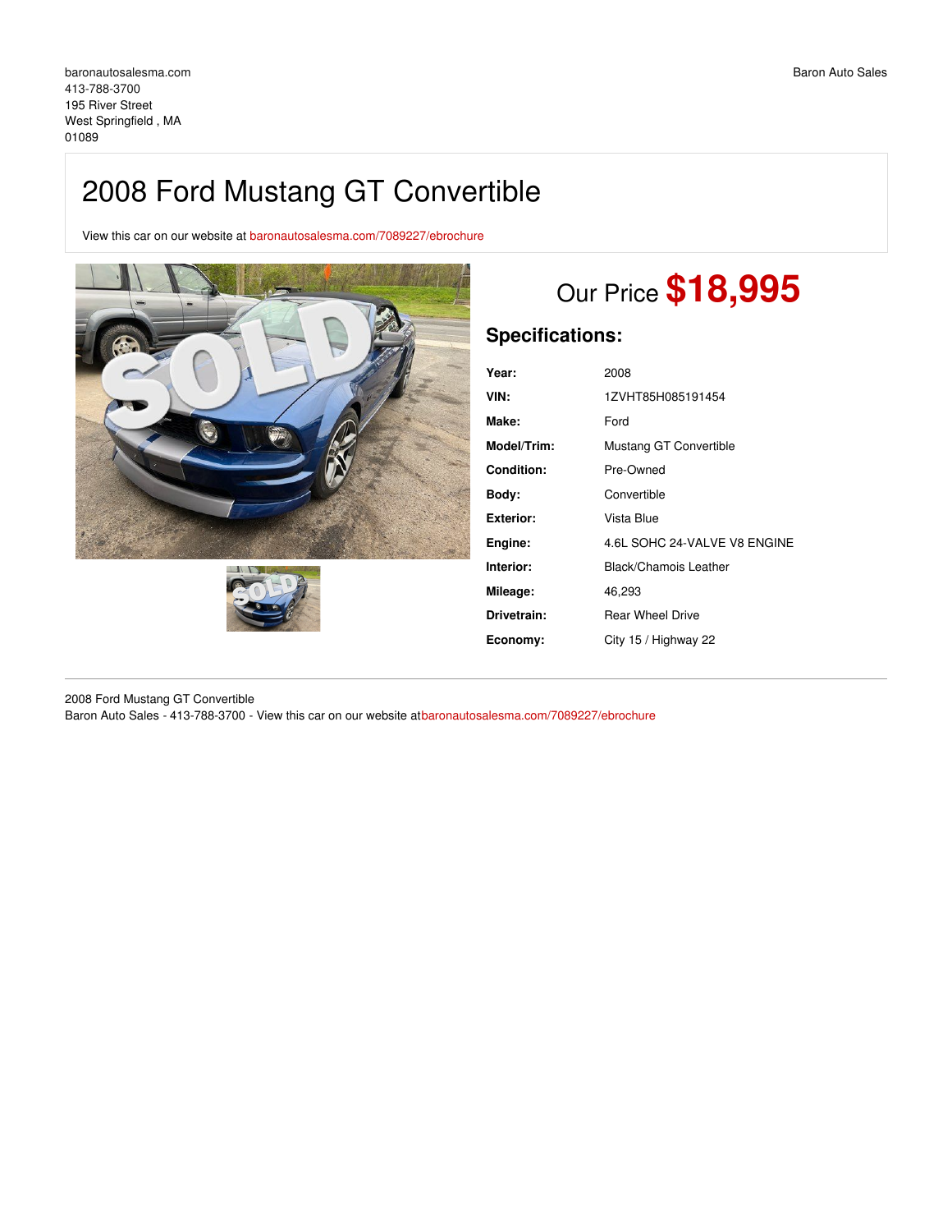baronautosalesma.com
413-788-3700
195 River Street
West Springfield , MA
01089

Baron Auto Sales

# 2008 Ford Mustang GT Convertible

View this car on our website at baronautosalesma.com/7089227/ebrochure

## Our Price $18,995

## Specifications:

| | |
|---|---|
| **Year:** | 2008 |
| **VIN:** | 1ZVHT85H085191454 |
| **Make:** | Ford |
| **Model/Trim:** | Mustang GT Convertible |
| **Condition:** | Pre-Owned |
| **Body:** | Convertible |
| **Exterior:** | Vista Blue |
| **Engine:** | 4.6L SOHC 24-VALVE V8 ENGINE |
| **Interior:** | Black/Chamois Leather |
| **Mileage:** | 46,293 |
| **Drivetrain:** | Rear Wheel Drive |
| **Economy:** | City 15 / Highway 22 |

2008 Ford Mustang GT Convertible
Baron Auto Sales - 413-788-3700 - View this car on our website atbaronautosalesma.com/7089227/ebrochure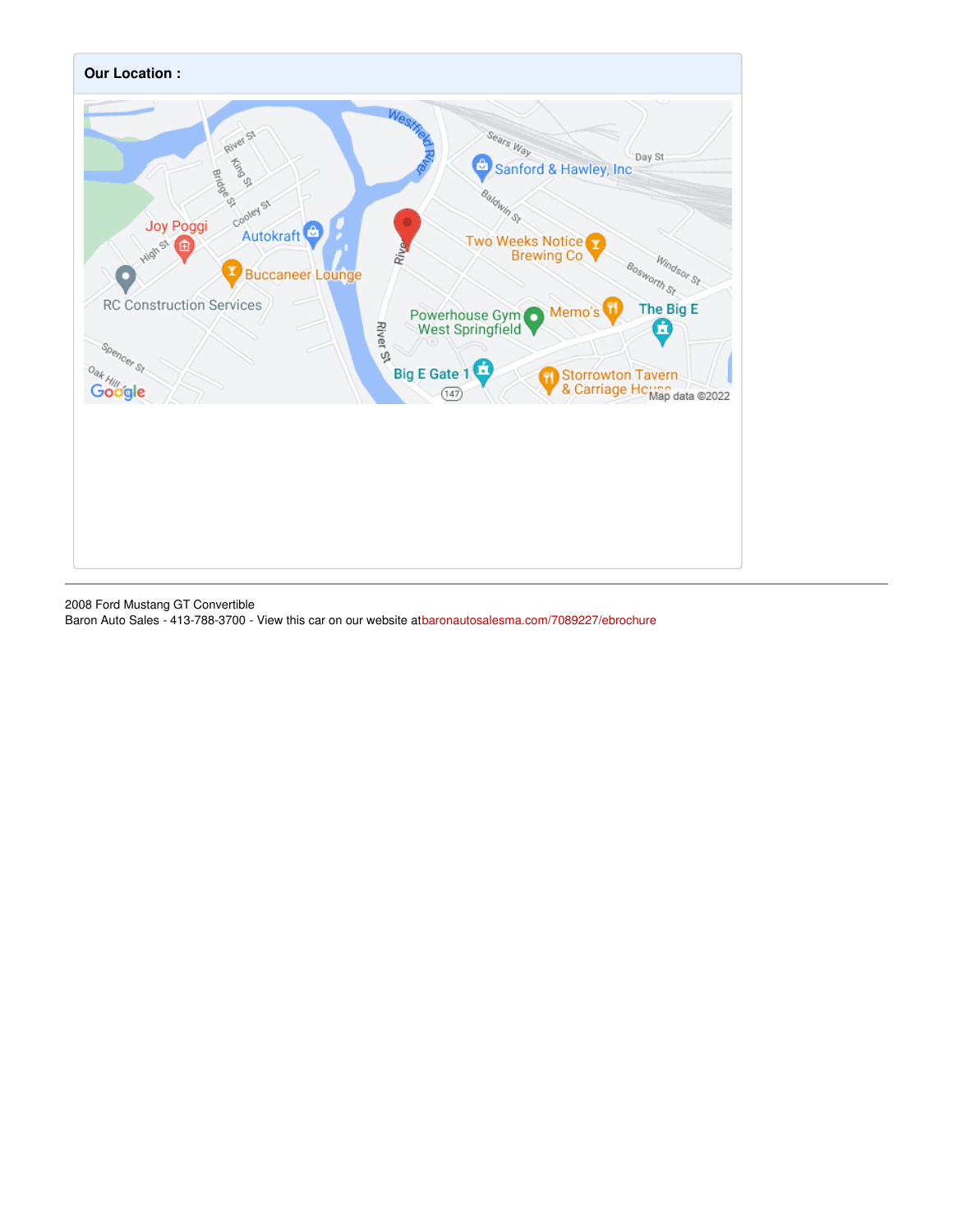**Our Location :**

2008 Ford Mustang GT Convertible
Baron Auto Sales - 413-788-3700 - View this car on our website atbaronautosalesma.com/7089227/ebrochure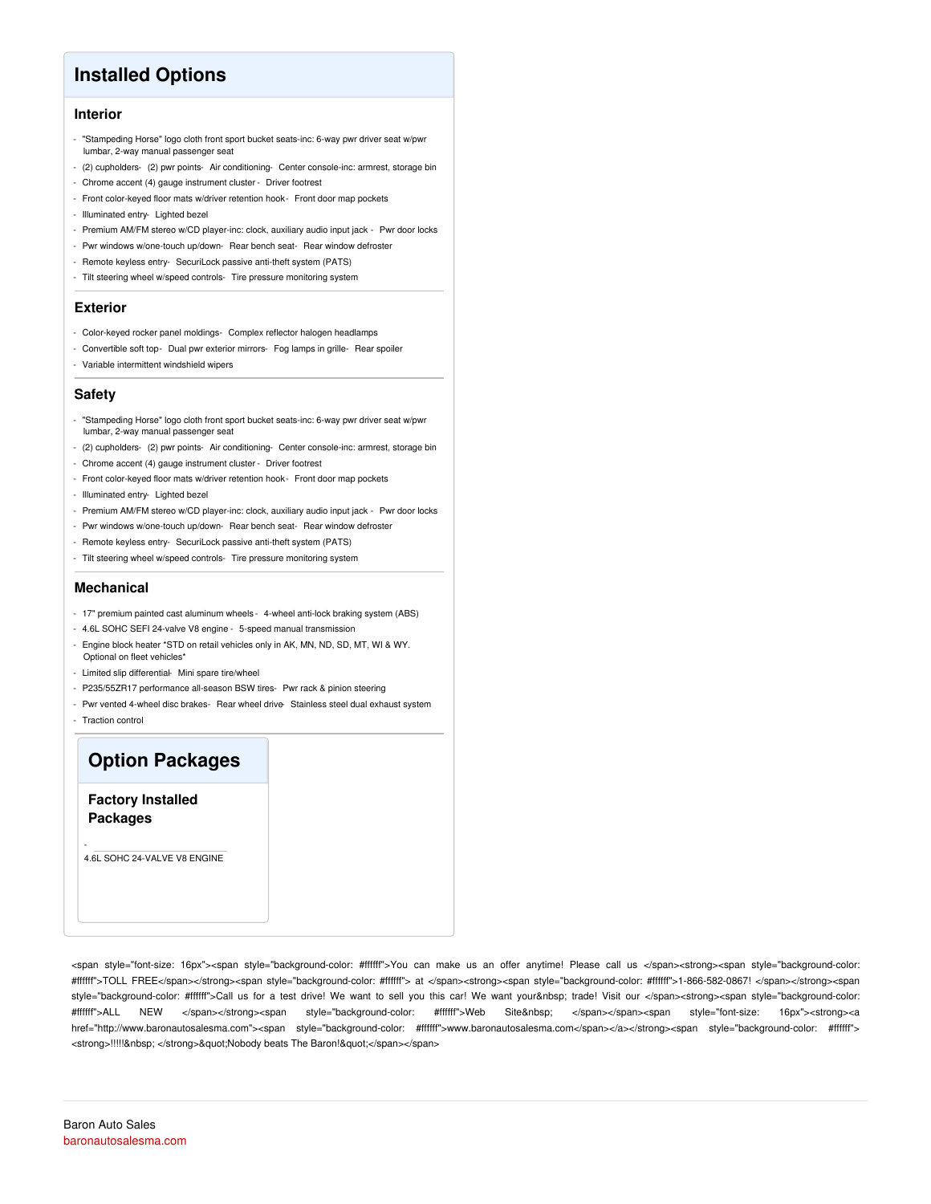## Installed Options

### Interior

- "Stampeding Horse" logo cloth front sport bucket seats-inc: 6-way pwr driver seat w/pwr lumbar, 2-way manual passenger seat
- (2) cupholders- (2) pwr points- Air conditioning- Center console-inc: armrest, storage bin
- Chrome accent (4) gauge instrument cluster - Driver footrest
- Front color-keyed floor mats w/driver retention hook - Front door map pockets
- Illuminated entry- Lighted bezel
- Premium AM/FM stereo w/CD player-inc: clock, auxiliary audio input jack - Pwr door locks
- Pwr windows w/one-touch up/down- Rear bench seat- Rear window defroster
- Remote keyless entry- SecuriLock passive anti-theft system (PATS)
- Tilt steering wheel w/speed controls- Tire pressure monitoring system

### Exterior

- Color-keyed rocker panel moldings- Complex reflector halogen headlamps
- Convertible soft top - Dual pwr exterior mirrors- Fog lamps in grille- Rear spoiler
- Variable intermittent windshield wipers

### Safety

- "Stampeding Horse" logo cloth front sport bucket seats-inc: 6-way pwr driver seat w/pwr lumbar, 2-way manual passenger seat
- (2) cupholders- (2) pwr points- Air conditioning- Center console-inc: armrest, storage bin
- Chrome accent (4) gauge instrument cluster - Driver footrest
- Front color-keyed floor mats w/driver retention hook - Front door map pockets
- Illuminated entry- Lighted bezel
- Premium AM/FM stereo w/CD player-inc: clock, auxiliary audio input jack - Pwr door locks
- Pwr windows w/one-touch up/down- Rear bench seat- Rear window defroster
- Remote keyless entry- SecuriLock passive anti-theft system (PATS)
- Tilt steering wheel w/speed controls- Tire pressure monitoring system

### Mechanical

- 17" premium painted cast aluminum wheels - 4-wheel anti-lock braking system (ABS)
- 4.6L SOHC SEFI 24-valve V8 engine - 5-speed manual transmission
- Engine block heater *STD on retail vehicles only in AK, MN, ND, SD, MT, WI & WY. Optional on fleet vehicles*
- Limited slip differential- Mini spare tire/wheel
- P235/55ZR17 performance all-season BSW tires- Pwr rack & pinion steering
- Pwr vented 4-wheel disc brakes- Rear wheel drive- Stainless steel dual exhaust system
- Traction control

## Option Packages

### Factory Installed Packages

- 4.6L SOHC 24-VALVE V8 ENGINE

<span style="font-size: 16px"><span style="background-color: #ffffff">You can make us an offer anytime! Please call us </span><strong><span style="background-color: #ffffff">TOLL FREE</span></strong><span style="background-color: #ffffff"> at </span><strong><span style="background-color: #ffffff">1-866-582-0867! </span></strong><span style="background-color: #ffffff">Call us for a test drive! We want to sell you this car! We want your&nbsp; trade! Visit our </span><strong><span style="background-color: #ffffff">ALL NEW </span></strong><span style="background-color: #ffffff">Web Site&nbsp; </span></span><span style="font-size: 16px"><strong><a href="http://www.baronautosalesma.com"><span style="background-color: #ffffff">www.baronautosalesma.com</span></a></strong><span style="background-color: #ffffff"><strong>!!!!!&nbsp; </strong>&quot;Nobody beats The Baron!&quot;</span></span>

Baron Auto Sales
baronautosalesma.com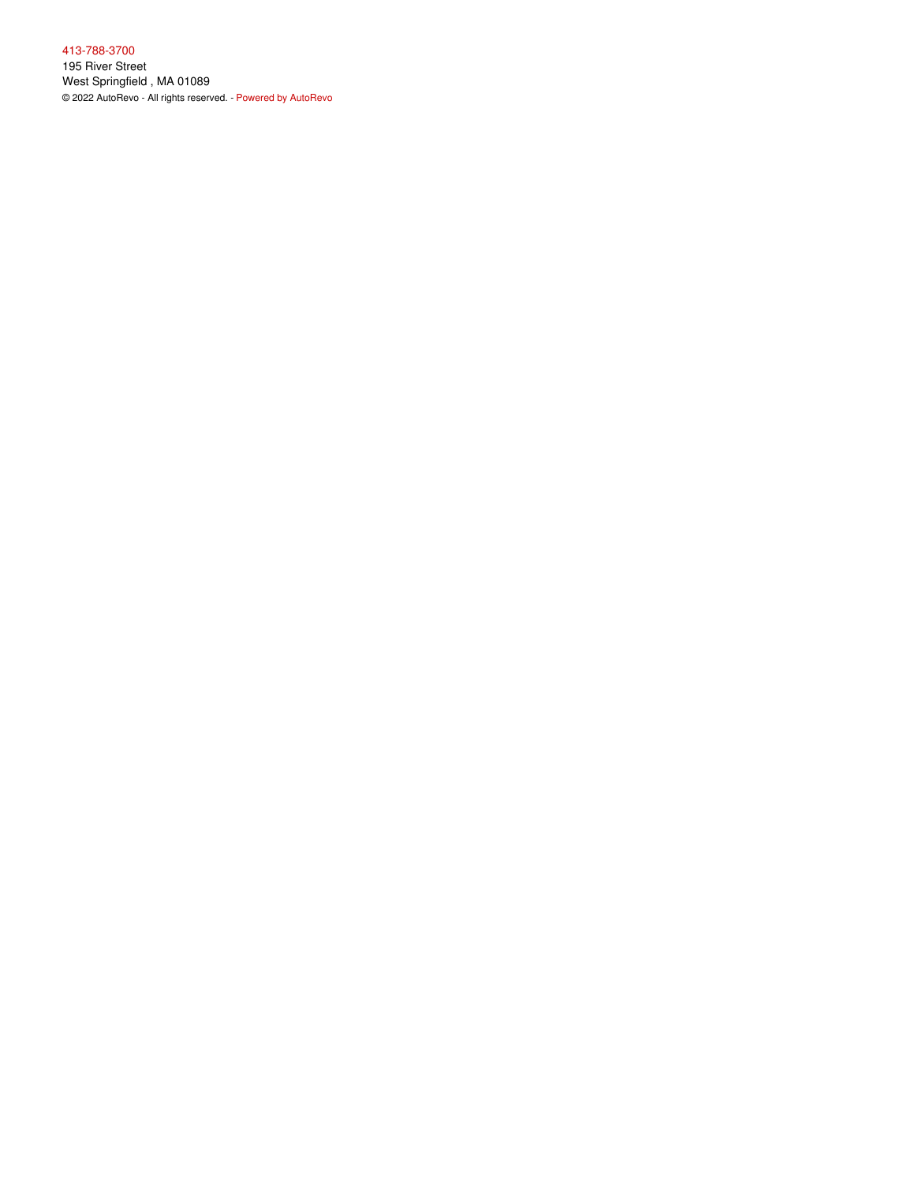413-788-3700
195 River Street
West Springfield , MA 01089
© 2022 AutoRevo - All rights reserved. - Powered by AutoRevo